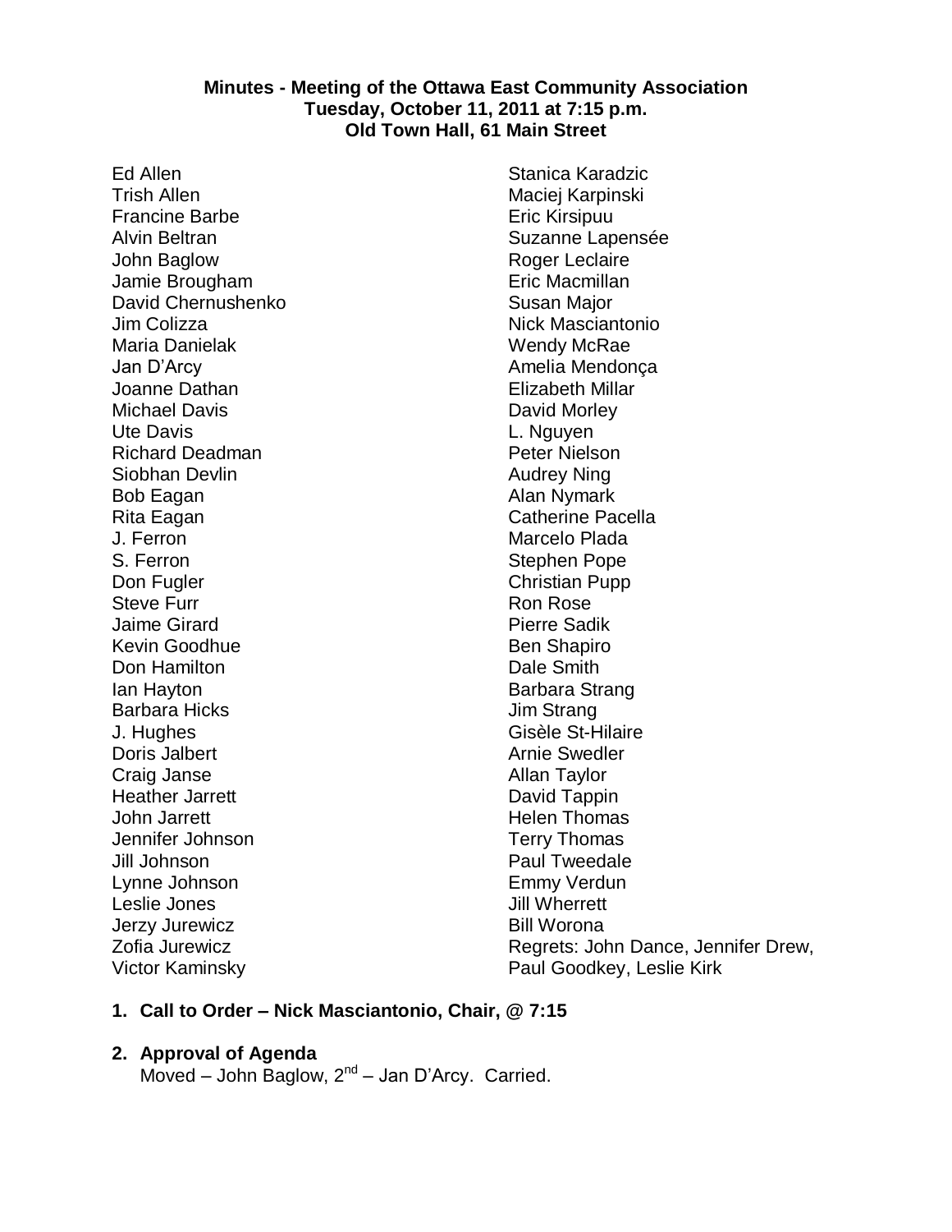**Minutes - Meeting of the Ottawa East Community Association**
**Tuesday, October 11, 2011 at 7:15 p.m.**
**Old Town Hall, 61 Main Street**

Ed Allen
Trish Allen
Francine Barbe
Alvin Beltran
John Baglow
Jamie Brougham
David Chernushenko
Jim Colizza
Maria Danielak
Jan D'Arcy
Joanne Dathan
Michael Davis
Ute Davis
Richard Deadman
Siobhan Devlin
Bob Eagan
Rita Eagan
J. Ferron
S. Ferron
Don Fugler
Steve Furr
Jaime Girard
Kevin Goodhue
Don Hamilton
Ian Hayton
Barbara Hicks
J. Hughes
Doris Jalbert
Craig Janse
Heather Jarrett
John Jarrett
Jennifer Johnson
Jill Johnson
Lynne Johnson
Leslie Jones
Jerzy Jurewicz
Zofia Jurewicz
Victor Kaminsky
Stanica Karadzic
Maciej Karpinski
Eric Kirsipuu
Suzanne Lapensée
Roger Leclaire
Eric Macmillan
Susan Major
Nick Masciantonio
Wendy McRae
Amelia Mendonça
Elizabeth Millar
David Morley
L. Nguyen
Peter Nielson
Audrey Ning
Alan Nymark
Catherine Pacella
Marcelo Plada
Stephen Pope
Christian Pupp
Ron Rose
Pierre Sadik
Ben Shapiro
Dale Smith
Barbara Strang
Jim Strang
Gisèle St-Hilaire
Arnie Swedler
Allan Taylor
David Tappin
Helen Thomas
Terry Thomas
Paul Tweedale
Emmy Verdun
Jill Wherrett
Bill Worona

Regrets: John Dance, Jennifer Drew, Paul Goodkey, Leslie Kirk

1. **Call to Order – Nick Masciantonio, Chair, @ 7:15**

2. **Approval of Agenda**
   Moved – John Baglow, 2nd – Jan D'Arcy. Carried.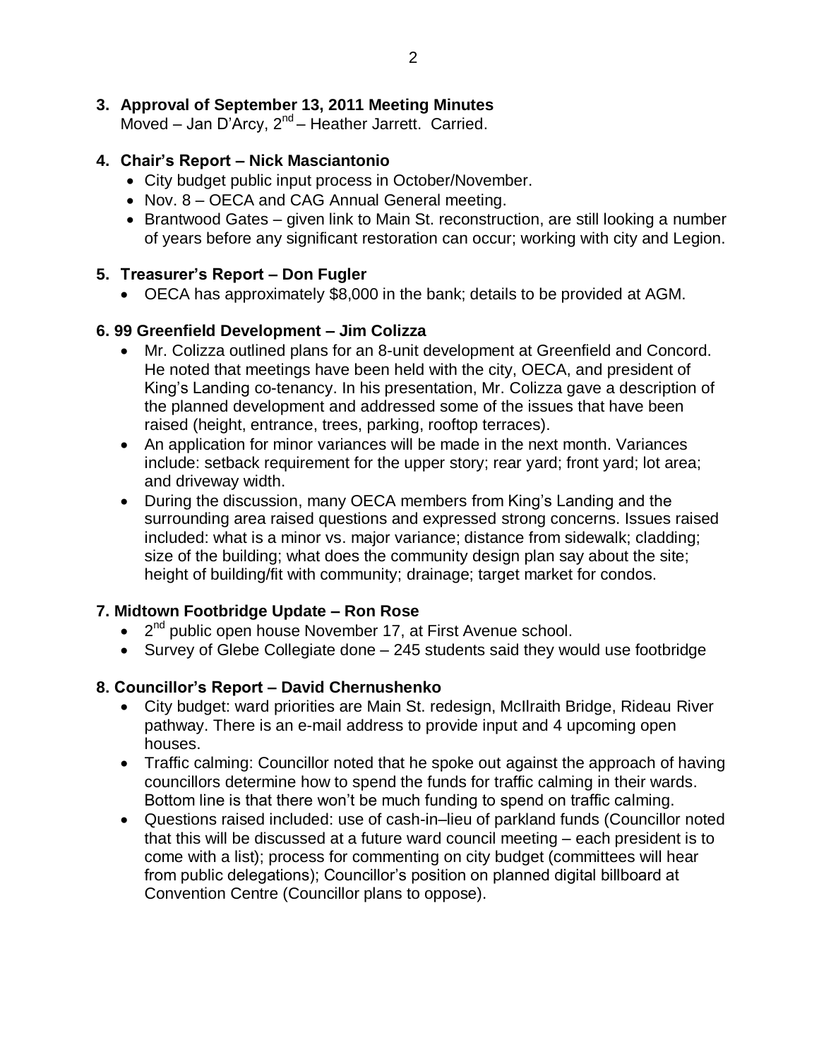### 3. Approval of September 13, 2011 Meeting Minutes

Moved – Jan D'Arcy, 2nd – Heather Jarrett. Carried.

### 4. Chair's Report – Nick Masciantonio

- City budget public input process in October/November.
- Nov. 8 – OECA and CAG Annual General meeting.
- Brantwood Gates – given link to Main St. reconstruction, are still looking a number of years before any significant restoration can occur; working with city and Legion.

### 5. Treasurer's Report – Don Fugler

- OECA has approximately $8,000 in the bank; details to be provided at AGM.

### 6. 99 Greenfield Development – Jim Colizza

- Mr. Colizza outlined plans for an 8-unit development at Greenfield and Concord. He noted that meetings have been held with the city, OECA, and president of King's Landing co-tenancy. In his presentation, Mr. Colizza gave a description of the planned development and addressed some of the issues that have been raised (height, entrance, trees, parking, rooftop terraces).
- An application for minor variances will be made in the next month. Variances include: setback requirement for the upper story; rear yard; front yard; lot area; and driveway width.
- During the discussion, many OECA members from King's Landing and the surrounding area raised questions and expressed strong concerns. Issues raised included: what is a minor vs. major variance; distance from sidewalk; cladding; size of the building; what does the community design plan say about the site; height of building/fit with community; drainage; target market for condos.

### 7. Midtown Footbridge Update – Ron Rose

- 2nd public open house November 17, at First Avenue school.
- Survey of Glebe Collegiate done – 245 students said they would use footbridge

### 8. Councillor's Report – David Chernushenko

- City budget: ward priorities are Main St. redesign, McIlraith Bridge, Rideau River pathway. There is an e-mail address to provide input and 4 upcoming open houses.
- Traffic calming: Councillor noted that he spoke out against the approach of having councillors determine how to spend the funds for traffic calming in their wards. Bottom line is that there won't be much funding to spend on traffic calming.
- Questions raised included: use of cash-in–lieu of parkland funds (Councillor noted that this will be discussed at a future ward council meeting – each president is to come with a list); process for commenting on city budget (committees will hear from public delegations); Councillor's position on planned digital billboard at Convention Centre (Councillor plans to oppose).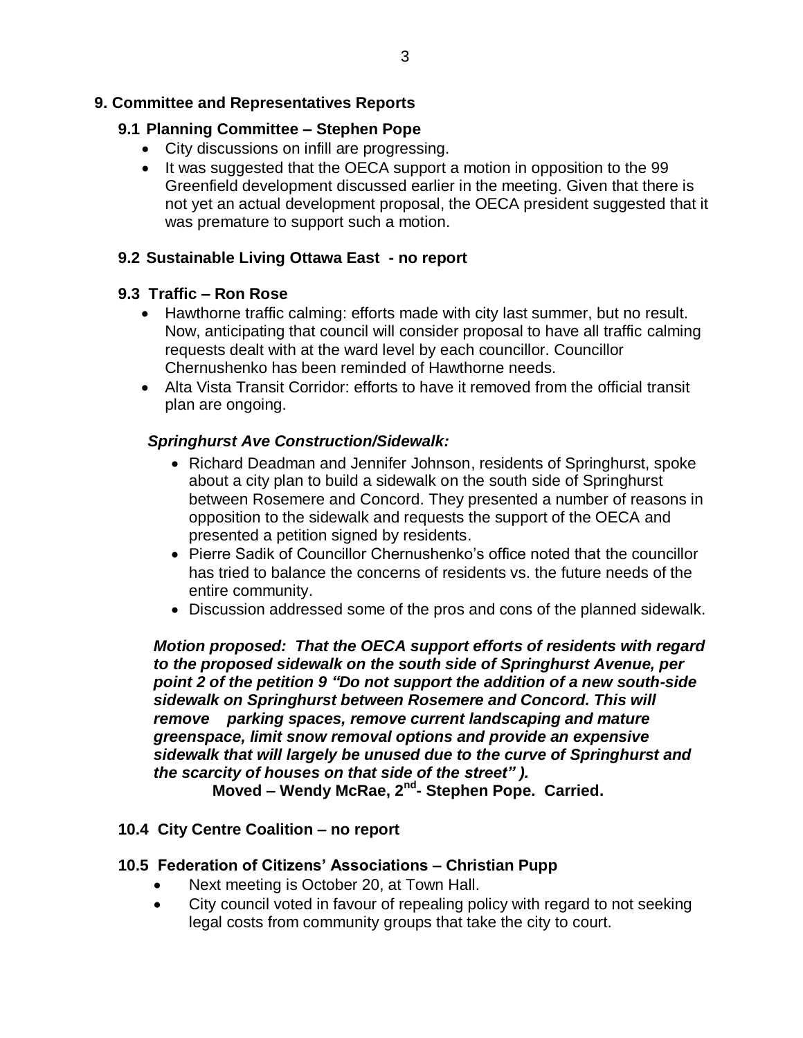## 9. Committee and Representatives Reports

### 9.1 Planning Committee – Stephen Pope

- City discussions on infill are progressing.
- It was suggested that the OECA support a motion in opposition to the 99 Greenfield development discussed earlier in the meeting. Given that there is not yet an actual development proposal, the OECA president suggested that it was premature to support such a motion.

### 9.2 Sustainable Living Ottawa East - no report

### 9.3 Traffic – Ron Rose

- Hawthorne traffic calming: efforts made with city last summer, but no result. Now, anticipating that council will consider proposal to have all traffic calming requests dealt with at the ward level by each councillor. Councillor Chernushenko has been reminded of Hawthorne needs.
- Alta Vista Transit Corridor: efforts to have it removed from the official transit plan are ongoing.

***Springhurst Ave Construction/Sidewalk:***

- Richard Deadman and Jennifer Johnson, residents of Springhurst, spoke about a city plan to build a sidewalk on the south side of Springhurst between Rosemere and Concord. They presented a number of reasons in opposition to the sidewalk and requests the support of the OECA and presented a petition signed by residents.
- Pierre Sadik of Councillor Chernushenko's office noted that the councillor has tried to balance the concerns of residents vs. the future needs of the entire community.
- Discussion addressed some of the pros and cons of the planned sidewalk.

***Motion proposed: That the OECA support efforts of residents with regard to the proposed sidewalk on the south side of Springhurst Avenue, per point 2 of the petition 9 "Do not support the addition of a new south-side sidewalk on Springhurst between Rosemere and Concord. This will remove parking spaces, remove current landscaping and mature greenspace, limit snow removal options and provide an expensive sidewalk that will largely be unused due to the curve of Springhurst and the scarcity of houses on that side of the street" ).***

**Moved – Wendy McRae, 2nd- Stephen Pope. Carried.**

### 10.4 City Centre Coalition – no report

### 10.5 Federation of Citizens' Associations – Christian Pupp

- Next meeting is October 20, at Town Hall.
- City council voted in favour of repealing policy with regard to not seeking legal costs from community groups that take the city to court.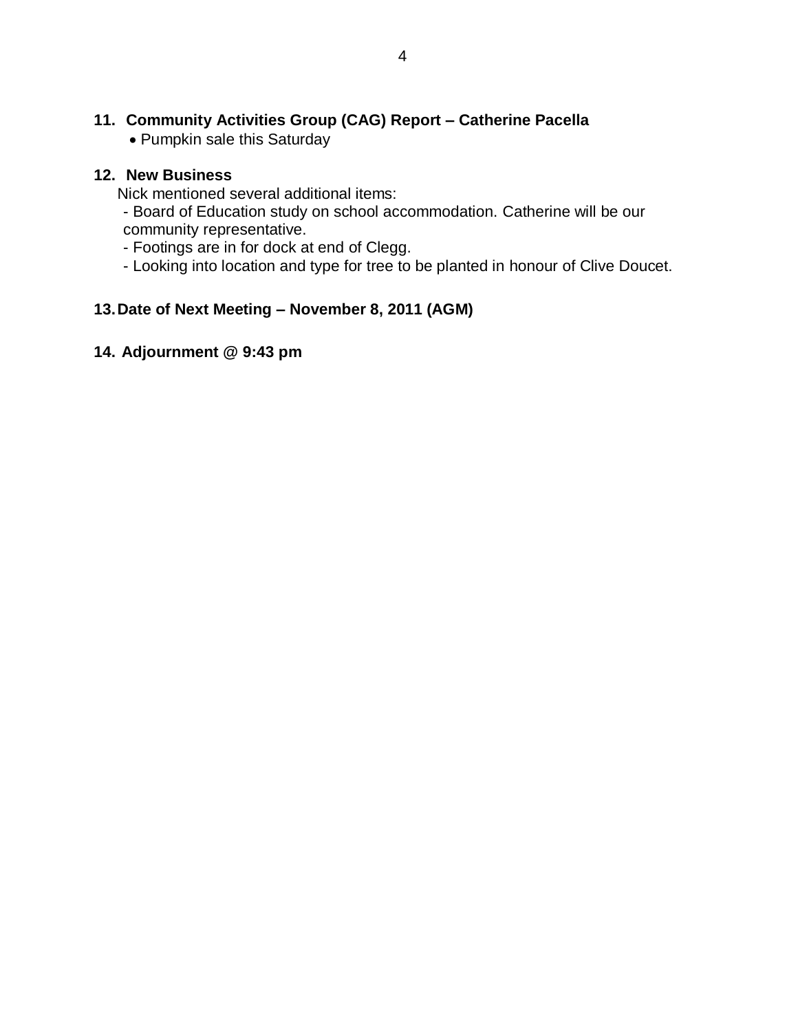**11. Community Activities Group (CAG) Report – Catherine Pacella**

- Pumpkin sale this Saturday

**12. New Business**

Nick mentioned several additional items:

- Board of Education study on school accommodation. Catherine will be our community representative.
- Footings are in for dock at end of Clegg.
- Looking into location and type for tree to be planted in honour of Clive Doucet.

**13. Date of Next Meeting – November 8, 2011 (AGM)**

**14. Adjournment @ 9:43 pm**